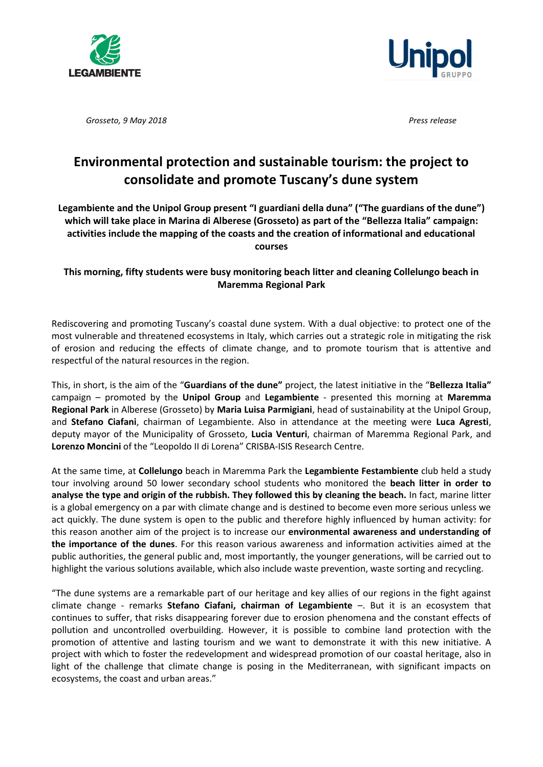LEGAMBIENTE

Unipol GRUPPO

*Grosseto, 9 May 2018* *Press release*

# Environmental protection and sustainable tourism: the project to consolidate and promote Tuscany's dune system

**Legambiente and the Unipol Group present "I guardiani della duna" ("The guardians of the dune") which will take place in Marina di Alberese (Grosseto) as part of the "Bellezza Italia" campaign: activities include the mapping of the coasts and the creation of informational and educational courses**

**This morning, fifty students were busy monitoring beach litter and cleaning Collelungo beach in Maremma Regional Park**

Rediscovering and promoting Tuscany's coastal dune system. With a dual objective: to protect one of the most vulnerable and threatened ecosystems in Italy, which carries out a strategic role in mitigating the risk of erosion and reducing the effects of climate change, and to promote tourism that is attentive and respectful of the natural resources in the region.

This, in short, is the aim of the "**Guardians of the dune"** project, the latest initiative in the "**Bellezza Italia"** campaign – promoted by the **Unipol Group** and **Legambiente** - presented this morning at **Maremma Regional Park** in Alberese (Grosseto) by **Maria Luisa Parmigiani**, head of sustainability at the Unipol Group, and **Stefano Ciafani**, chairman of Legambiente. Also in attendance at the meeting were **Luca Agresti**, deputy mayor of the Municipality of Grosseto, **Lucia Venturi**, chairman of Maremma Regional Park, and **Lorenzo Moncini** of the "Leopoldo II di Lorena" CRISBA-ISIS Research Centre.

At the same time, at **Collelungo** beach in Maremma Park the **Legambiente Festambiente** club held a study tour involving around 50 lower secondary school students who monitored the **beach litter in order to analyse the type and origin of the rubbish. They followed this by cleaning the beach.** In fact, marine litter is a global emergency on a par with climate change and is destined to become even more serious unless we act quickly. The dune system is open to the public and therefore highly influenced by human activity: for this reason another aim of the project is to increase our **environmental awareness and understanding of the importance of the dunes**. For this reason various awareness and information activities aimed at the public authorities, the general public and, most importantly, the younger generations, will be carried out to highlight the various solutions available, which also include waste prevention, waste sorting and recycling.

"The dune systems are a remarkable part of our heritage and key allies of our regions in the fight against climate change - remarks **Stefano Ciafani, chairman of Legambiente** –. But it is an ecosystem that continues to suffer, that risks disappearing forever due to erosion phenomena and the constant effects of pollution and uncontrolled overbuilding. However, it is possible to combine land protection with the promotion of attentive and lasting tourism and we want to demonstrate it with this new initiative. A project with which to foster the redevelopment and widespread promotion of our coastal heritage, also in light of the challenge that climate change is posing in the Mediterranean, with significant impacts on ecosystems, the coast and urban areas."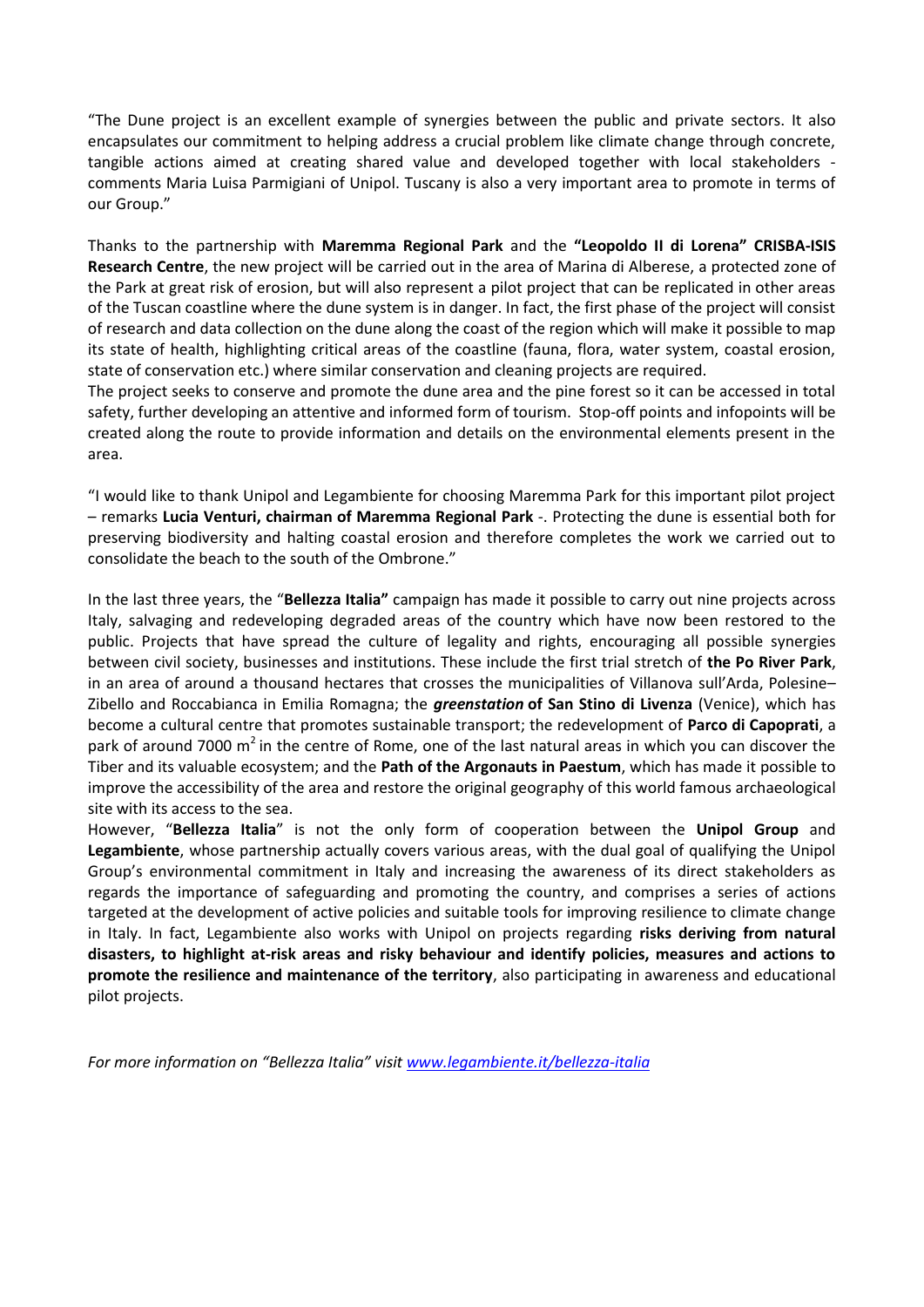"The Dune project is an excellent example of synergies between the public and private sectors. It also encapsulates our commitment to helping address a crucial problem like climate change through concrete, tangible actions aimed at creating shared value and developed together with local stakeholders - comments Maria Luisa Parmigiani of Unipol. Tuscany is also a very important area to promote in terms of our Group."

Thanks to the partnership with **Maremma Regional Park** and the **"Leopoldo II di Lorena" CRISBA-ISIS Research Centre**, the new project will be carried out in the area of Marina di Alberese, a protected zone of the Park at great risk of erosion, but will also represent a pilot project that can be replicated in other areas of the Tuscan coastline where the dune system is in danger. In fact, the first phase of the project will consist of research and data collection on the dune along the coast of the region which will make it possible to map its state of health, highlighting critical areas of the coastline (fauna, flora, water system, coastal erosion, state of conservation etc.) where similar conservation and cleaning projects are required.

The project seeks to conserve and promote the dune area and the pine forest so it can be accessed in total safety, further developing an attentive and informed form of tourism. Stop-off points and infopoints will be created along the route to provide information and details on the environmental elements present in the area.

"I would like to thank Unipol and Legambiente for choosing Maremma Park for this important pilot project – remarks **Lucia Venturi, chairman of Maremma Regional Park** -. Protecting the dune is essential both for preserving biodiversity and halting coastal erosion and therefore completes the work we carried out to consolidate the beach to the south of the Ombrone."

In the last three years, the "**Bellezza Italia"** campaign has made it possible to carry out nine projects across Italy, salvaging and redeveloping degraded areas of the country which have now been restored to the public. Projects that have spread the culture of legality and rights, encouraging all possible synergies between civil society, businesses and institutions. These include the first trial stretch of **the Po River Park**, in an area of around a thousand hectares that crosses the municipalities of Villanova sull'Arda, Polesine–Zibello and Roccabianca in Emilia Romagna; the ***greenstation*** **of San Stino di Livenza** (Venice), which has become a cultural centre that promotes sustainable transport; the redevelopment of **Parco di Capoprati**, a park of around 7000 $m^2$ in the centre of Rome, one of the last natural areas in which you can discover the Tiber and its valuable ecosystem; and the **Path of the Argonauts in Paestum**, which has made it possible to improve the accessibility of the area and restore the original geography of this world famous archaeological site with its access to the sea.

However, "**Bellezza Italia**" is not the only form of cooperation between the **Unipol Group** and **Legambiente**, whose partnership actually covers various areas, with the dual goal of qualifying the Unipol Group's environmental commitment in Italy and increasing the awareness of its direct stakeholders as regards the importance of safeguarding and promoting the country, and comprises a series of actions targeted at the development of active policies and suitable tools for improving resilience to climate change in Italy. In fact, Legambiente also works with Unipol on projects regarding **risks deriving from natural disasters, to highlight at-risk areas and risky behaviour and identify policies, measures and actions to promote the resilience and maintenance of the territory**, also participating in awareness and educational pilot projects.

*For more information on "Bellezza Italia" visit [www.legambiente.it/bellezza-italia](www.legambiente.it/bellezza-italia)*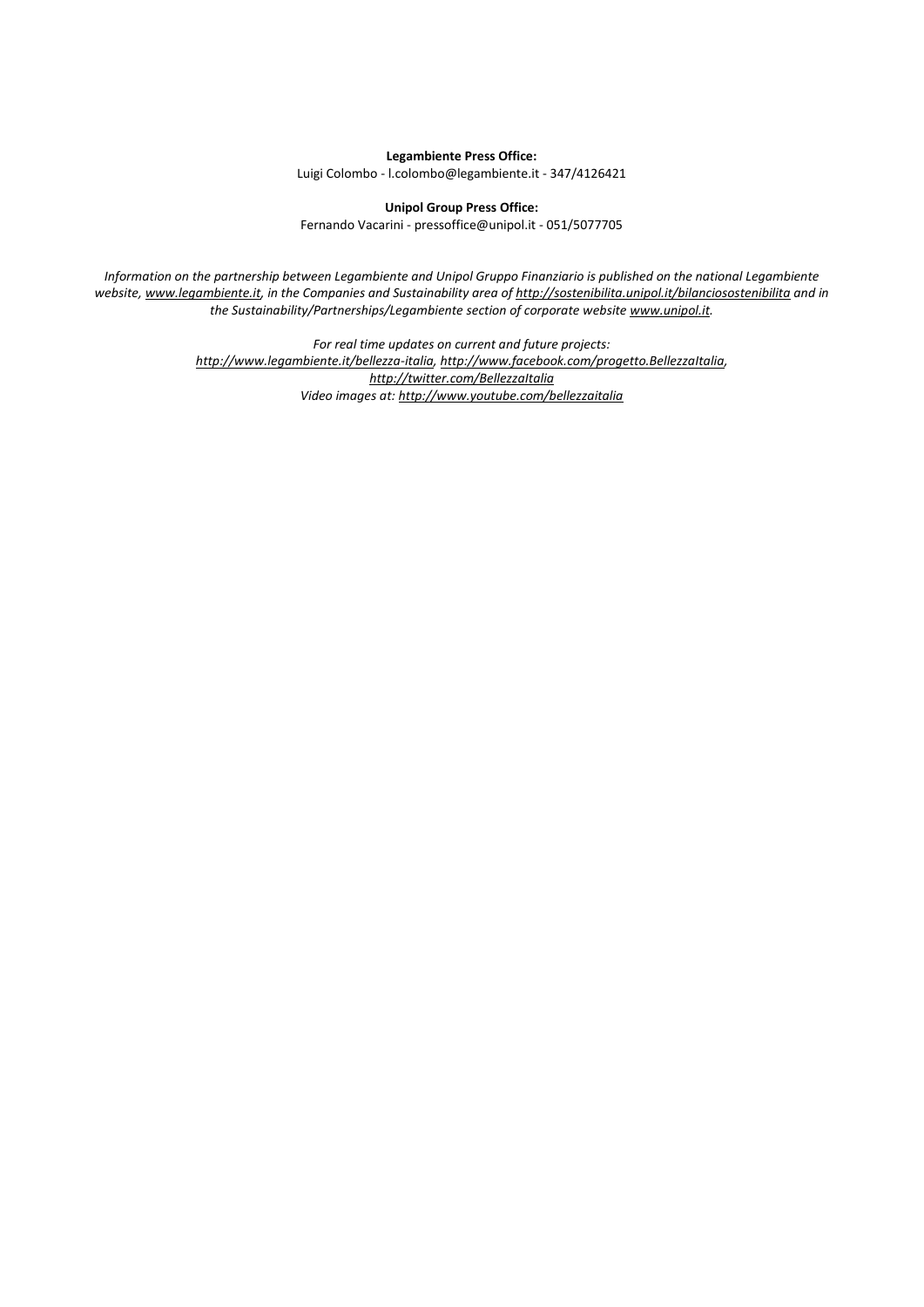**Legambiente Press Office:**
Luigi Colombo - l.colombo@legambiente.it - 347/4126421

**Unipol Group Press Office:**
Fernando Vacarini - pressoffice@unipol.it - 051/5077705

*Information on the partnership between Legambiente and Unipol Gruppo Finanziario is published on the national Legambiente website, www.legambiente.it, in the Companies and Sustainability area of http://sostenibilita.unipol.it/bilanciosostenibilita and in the Sustainability/Partnerships/Legambiente section of corporate website www.unipol.it.*

*For real time updates on current and future projects:*
*http://www.legambiente.it/bellezza-italia, http://www.facebook.com/progetto.BellezzaItalia, http://twitter.com/BellezzaItalia*
*Video images at: http://www.youtube.com/bellezzaitalia*